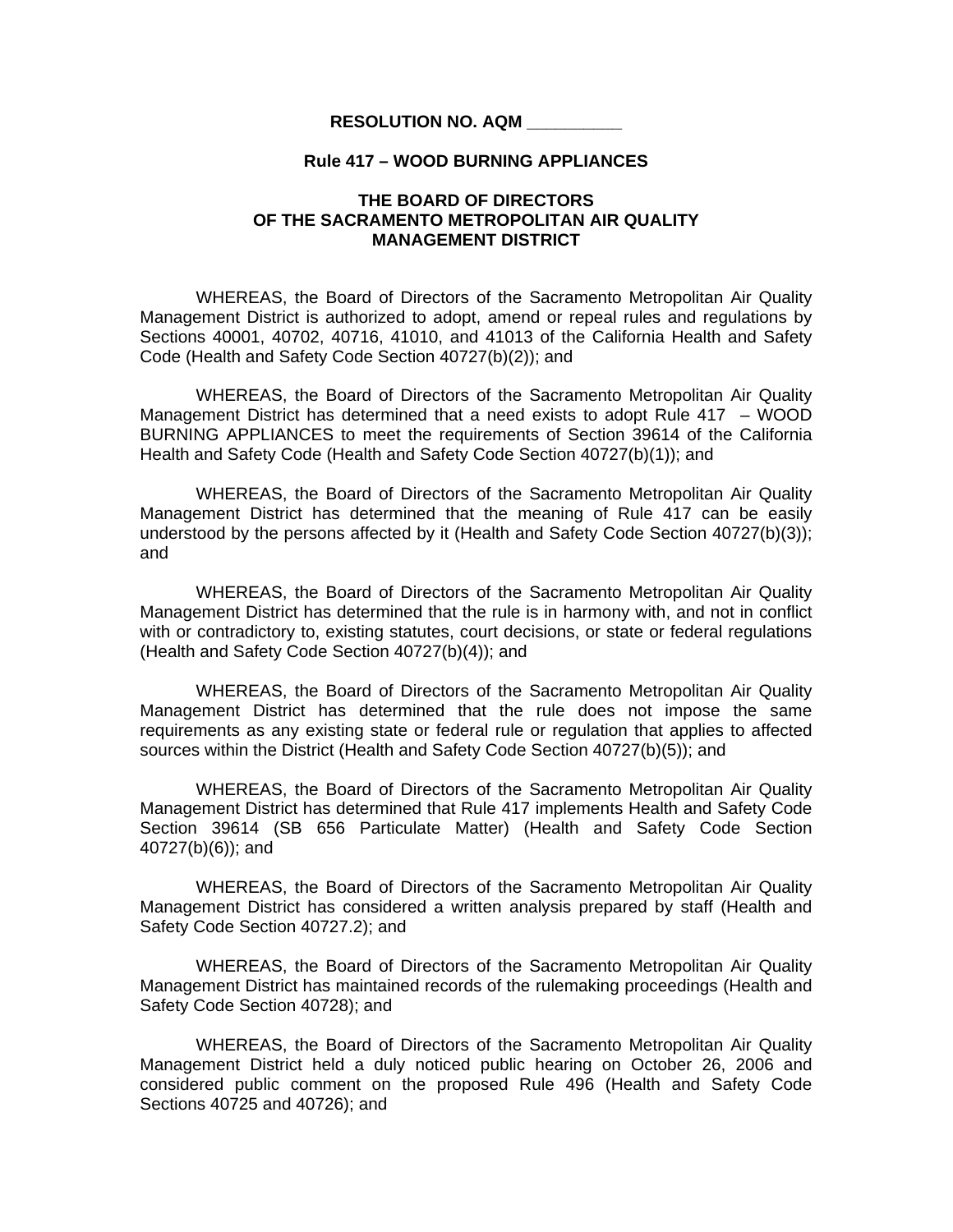**RESOLUTION NO. AQM __________**

**Rule 417 – WOOD BURNING APPLIANCES**

**THE BOARD OF DIRECTORS
OF THE SACRAMENTO METROPOLITAN AIR QUALITY
MANAGEMENT DISTRICT**

WHEREAS, the Board of Directors of the Sacramento Metropolitan Air Quality Management District is authorized to adopt, amend or repeal rules and regulations by Sections 40001, 40702, 40716, 41010, and 41013 of the California Health and Safety Code (Health and Safety Code Section 40727(b)(2)); and

WHEREAS, the Board of Directors of the Sacramento Metropolitan Air Quality Management District has determined that a need exists to adopt Rule 417 – WOOD BURNING APPLIANCES to meet the requirements of Section 39614 of the California Health and Safety Code (Health and Safety Code Section 40727(b)(1)); and

WHEREAS, the Board of Directors of the Sacramento Metropolitan Air Quality Management District has determined that the meaning of Rule 417 can be easily understood by the persons affected by it (Health and Safety Code Section 40727(b)(3)); and

WHEREAS, the Board of Directors of the Sacramento Metropolitan Air Quality Management District has determined that the rule is in harmony with, and not in conflict with or contradictory to, existing statutes, court decisions, or state or federal regulations (Health and Safety Code Section 40727(b)(4)); and

WHEREAS, the Board of Directors of the Sacramento Metropolitan Air Quality Management District has determined that the rule does not impose the same requirements as any existing state or federal rule or regulation that applies to affected sources within the District (Health and Safety Code Section 40727(b)(5)); and

WHEREAS, the Board of Directors of the Sacramento Metropolitan Air Quality Management District has determined that Rule 417 implements Health and Safety Code Section 39614 (SB 656 Particulate Matter) (Health and Safety Code Section 40727(b)(6)); and

WHEREAS, the Board of Directors of the Sacramento Metropolitan Air Quality Management District has considered a written analysis prepared by staff (Health and Safety Code Section 40727.2); and

WHEREAS, the Board of Directors of the Sacramento Metropolitan Air Quality Management District has maintained records of the rulemaking proceedings (Health and Safety Code Section 40728); and

WHEREAS, the Board of Directors of the Sacramento Metropolitan Air Quality Management District held a duly noticed public hearing on October 26, 2006 and considered public comment on the proposed Rule 496 (Health and Safety Code Sections 40725 and 40726); and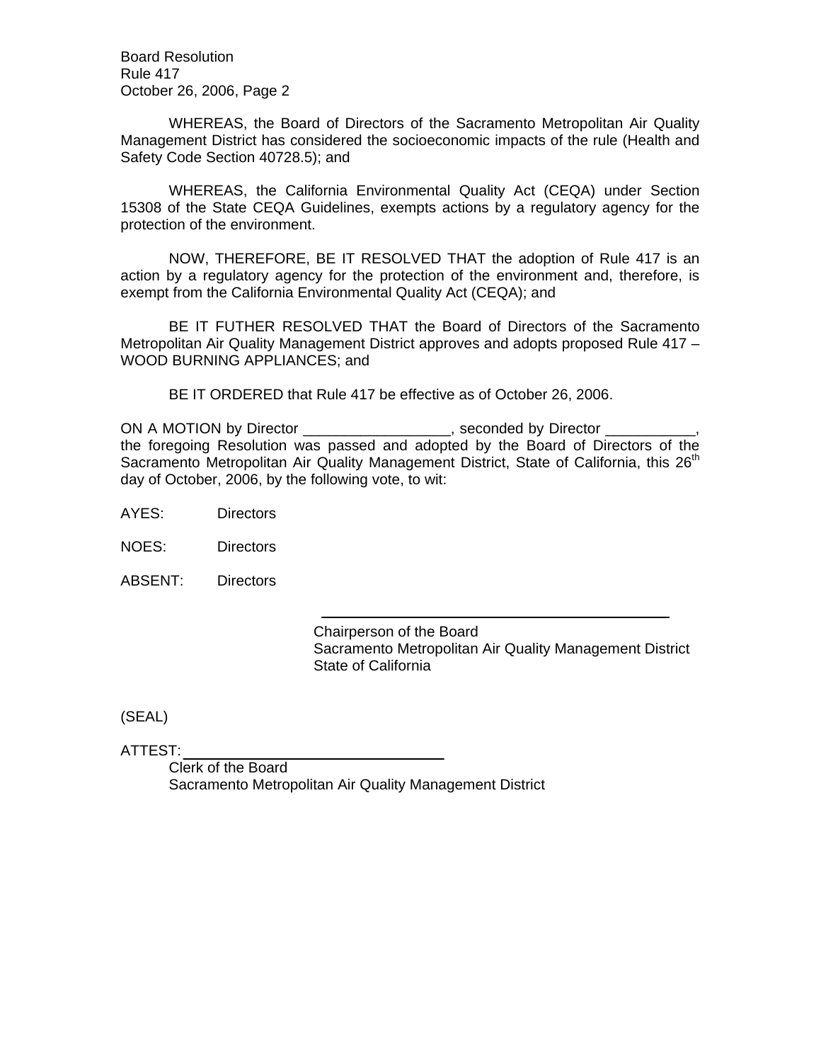WHEREAS, the Board of Directors of the Sacramento Metropolitan Air Quality Management District has considered the socioeconomic impacts of the rule (Health and Safety Code Section 40728.5); and

WHEREAS, the California Environmental Quality Act (CEQA) under Section 15308 of the State CEQA Guidelines, exempts actions by a regulatory agency for the protection of the environment.

NOW, THEREFORE, BE IT RESOLVED THAT the adoption of Rule 417 is an action by a regulatory agency for the protection of the environment and, therefore, is exempt from the California Environmental Quality Act (CEQA); and

BE IT FUTHER RESOLVED THAT the Board of Directors of the Sacramento Metropolitan Air Quality Management District approves and adopts proposed Rule 417 – WOOD BURNING APPLIANCES; and

BE IT ORDERED that Rule 417 be effective as of October 26, 2006.

ON A MOTION by Director __________________, seconded by Director ___________, the foregoing Resolution was passed and adopted by the Board of Directors of the Sacramento Metropolitan Air Quality Management District, State of California, this 26th day of October, 2006, by the following vote, to wit:

AYES: Directors

NOES: Directors

ABSENT: Directors

_____________________________________________

Chairperson of the Board
Sacramento Metropolitan Air Quality Management District
State of California

(SEAL)

ATTEST: ________________________________

Clerk of the Board
Sacramento Metropolitan Air Quality Management District